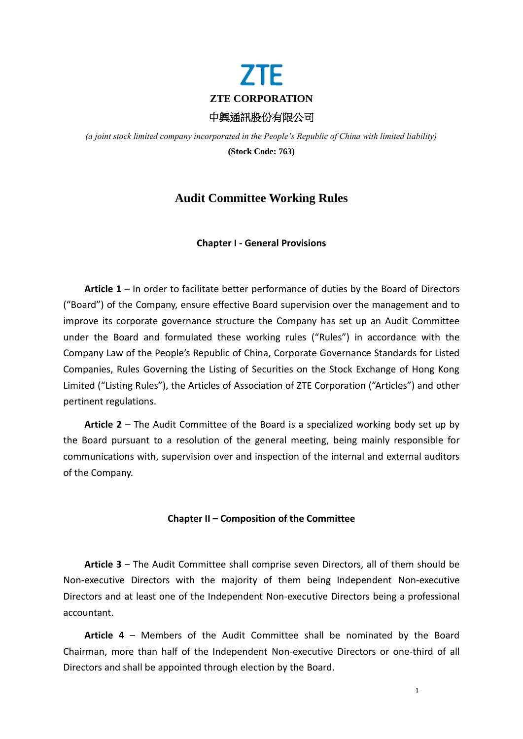**ZTE**

**ZTE CORPORATION**

**中興通訊股份有限公司**

*(a joint stock limited company incorporated in the People's Republic of China with limited liability)*

**(Stock Code: 763)**

# Audit Committee Working Rules

## Chapter I - General Provisions

**Article 1** – In order to facilitate better performance of duties by the Board of Directors ("Board") of the Company, ensure effective Board supervision over the management and to improve its corporate governance structure the Company has set up an Audit Committee under the Board and formulated these working rules ("Rules") in accordance with the Company Law of the People's Republic of China, Corporate Governance Standards for Listed Companies, Rules Governing the Listing of Securities on the Stock Exchange of Hong Kong Limited ("Listing Rules"), the Articles of Association of ZTE Corporation ("Articles") and other pertinent regulations.

**Article 2** – The Audit Committee of the Board is a specialized working body set up by the Board pursuant to a resolution of the general meeting, being mainly responsible for communications with, supervision over and inspection of the internal and external auditors of the Company.

## Chapter II – Composition of the Committee

**Article 3** – The Audit Committee shall comprise seven Directors, all of them should be Non-executive Directors with the majority of them being Independent Non-executive Directors and at least one of the Independent Non-executive Directors being a professional accountant.

**Article 4** – Members of the Audit Committee shall be nominated by the Board Chairman, more than half of the Independent Non-executive Directors or one-third of all Directors and shall be appointed through election by the Board.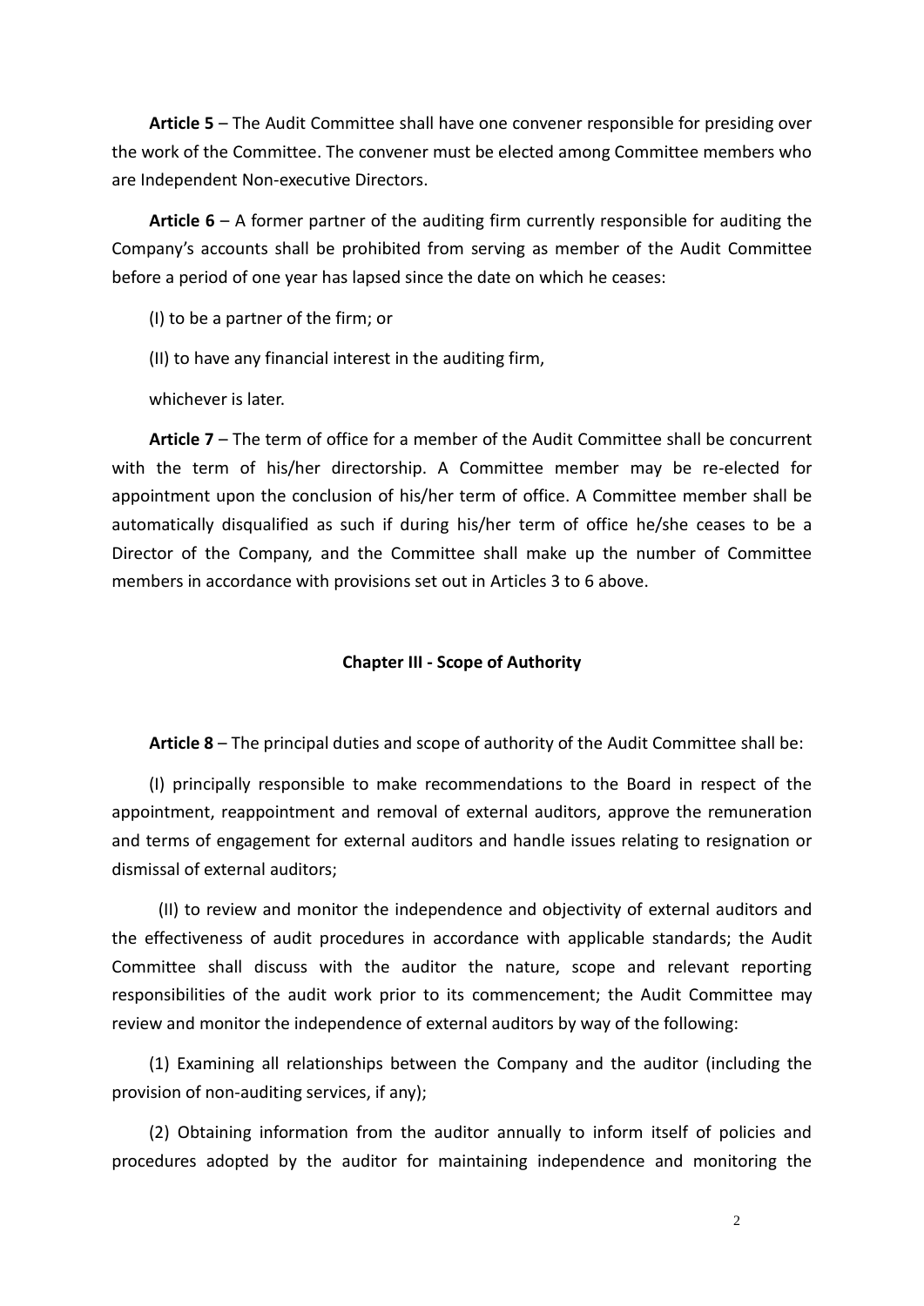**Article 5** – The Audit Committee shall have one convener responsible for presiding over the work of the Committee. The convener must be elected among Committee members who are Independent Non-executive Directors.

**Article 6** – A former partner of the auditing firm currently responsible for auditing the Company's accounts shall be prohibited from serving as member of the Audit Committee before a period of one year has lapsed since the date on which he ceases:

(I) to be a partner of the firm; or

(II) to have any financial interest in the auditing firm,

whichever is later.

**Article 7** – The term of office for a member of the Audit Committee shall be concurrent with the term of his/her directorship. A Committee member may be re-elected for appointment upon the conclusion of his/her term of office. A Committee member shall be automatically disqualified as such if during his/her term of office he/she ceases to be a Director of the Company, and the Committee shall make up the number of Committee members in accordance with provisions set out in Articles 3 to 6 above.

## Chapter III - Scope of Authority

**Article 8** – The principal duties and scope of authority of the Audit Committee shall be:

(I) principally responsible to make recommendations to the Board in respect of the appointment, reappointment and removal of external auditors, approve the remuneration and terms of engagement for external auditors and handle issues relating to resignation or dismissal of external auditors;

(II) to review and monitor the independence and objectivity of external auditors and the effectiveness of audit procedures in accordance with applicable standards; the Audit Committee shall discuss with the auditor the nature, scope and relevant reporting responsibilities of the audit work prior to its commencement; the Audit Committee may review and monitor the independence of external auditors by way of the following:

(1) Examining all relationships between the Company and the auditor (including the provision of non-auditing services, if any);

(2) Obtaining information from the auditor annually to inform itself of policies and procedures adopted by the auditor for maintaining independence and monitoring the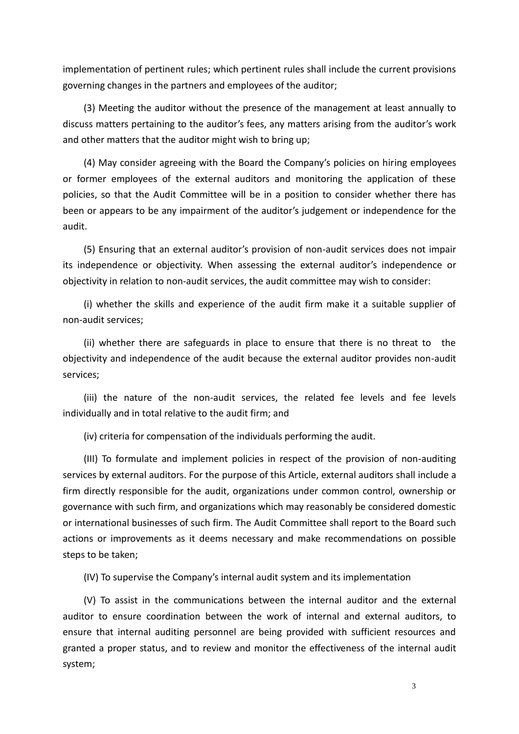implementation of pertinent rules; which pertinent rules shall include the current provisions governing changes in the partners and employees of the auditor;

(3) Meeting the auditor without the presence of the management at least annually to discuss matters pertaining to the auditor's fees, any matters arising from the auditor's work and other matters that the auditor might wish to bring up;

(4) May consider agreeing with the Board the Company's policies on hiring employees or former employees of the external auditors and monitoring the application of these policies, so that the Audit Committee will be in a position to consider whether there has been or appears to be any impairment of the auditor's judgement or independence for the audit.

(5) Ensuring that an external auditor's provision of non-audit services does not impair its independence or objectivity. When assessing the external auditor's independence or objectivity in relation to non-audit services, the audit committee may wish to consider:

(i) whether the skills and experience of the audit firm make it a suitable supplier of non-audit services;

(ii) whether there are safeguards in place to ensure that there is no threat to the objectivity and independence of the audit because the external auditor provides non-audit services;

(iii) the nature of the non-audit services, the related fee levels and fee levels individually and in total relative to the audit firm; and

(iv) criteria for compensation of the individuals performing the audit.

(III) To formulate and implement policies in respect of the provision of non-auditing services by external auditors. For the purpose of this Article, external auditors shall include a firm directly responsible for the audit, organizations under common control, ownership or governance with such firm, and organizations which may reasonably be considered domestic or international businesses of such firm. The Audit Committee shall report to the Board such actions or improvements as it deems necessary and make recommendations on possible steps to be taken;

(IV) To supervise the Company's internal audit system and its implementation

(V) To assist in the communications between the internal auditor and the external auditor to ensure coordination between the work of internal and external auditors, to ensure that internal auditing personnel are being provided with sufficient resources and granted a proper status, and to review and monitor the effectiveness of the internal audit system;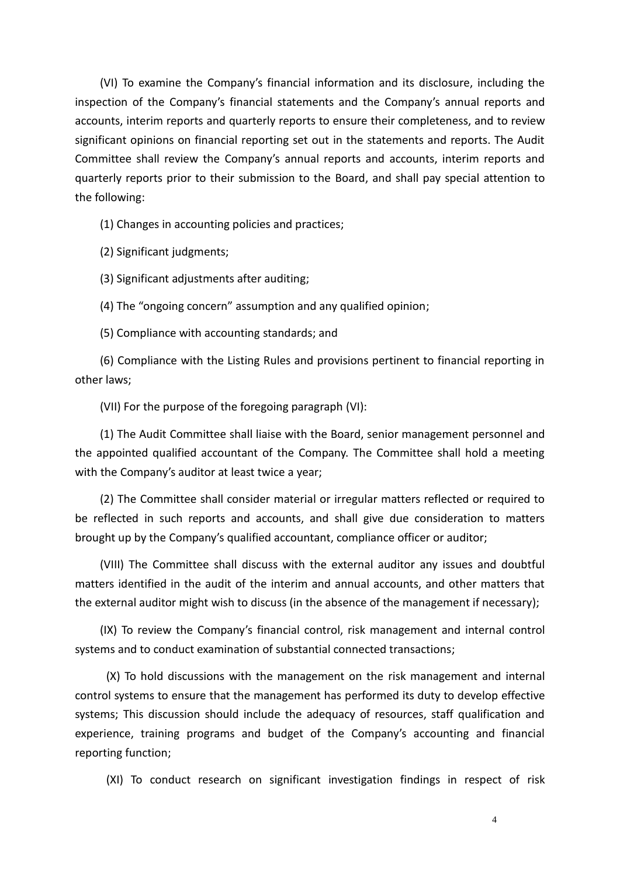(VI) To examine the Company's financial information and its disclosure, including the inspection of the Company's financial statements and the Company's annual reports and accounts, interim reports and quarterly reports to ensure their completeness, and to review significant opinions on financial reporting set out in the statements and reports. The Audit Committee shall review the Company's annual reports and accounts, interim reports and quarterly reports prior to their submission to the Board, and shall pay special attention to the following:

(1) Changes in accounting policies and practices;

(2) Significant judgments;

(3) Significant adjustments after auditing;

(4) The "ongoing concern" assumption and any qualified opinion;

(5) Compliance with accounting standards; and

(6) Compliance with the Listing Rules and provisions pertinent to financial reporting in other laws;

(VII) For the purpose of the foregoing paragraph (VI):

(1) The Audit Committee shall liaise with the Board, senior management personnel and the appointed qualified accountant of the Company. The Committee shall hold a meeting with the Company's auditor at least twice a year;

(2) The Committee shall consider material or irregular matters reflected or required to be reflected in such reports and accounts, and shall give due consideration to matters brought up by the Company's qualified accountant, compliance officer or auditor;

(VIII) The Committee shall discuss with the external auditor any issues and doubtful matters identified in the audit of the interim and annual accounts, and other matters that the external auditor might wish to discuss (in the absence of the management if necessary);

(IX) To review the Company's financial control, risk management and internal control systems and to conduct examination of substantial connected transactions;

(X) To hold discussions with the management on the risk management and internal control systems to ensure that the management has performed its duty to develop effective systems; This discussion should include the adequacy of resources, staff qualification and experience, training programs and budget of the Company's accounting and financial reporting function;

(XI) To conduct research on significant investigation findings in respect of risk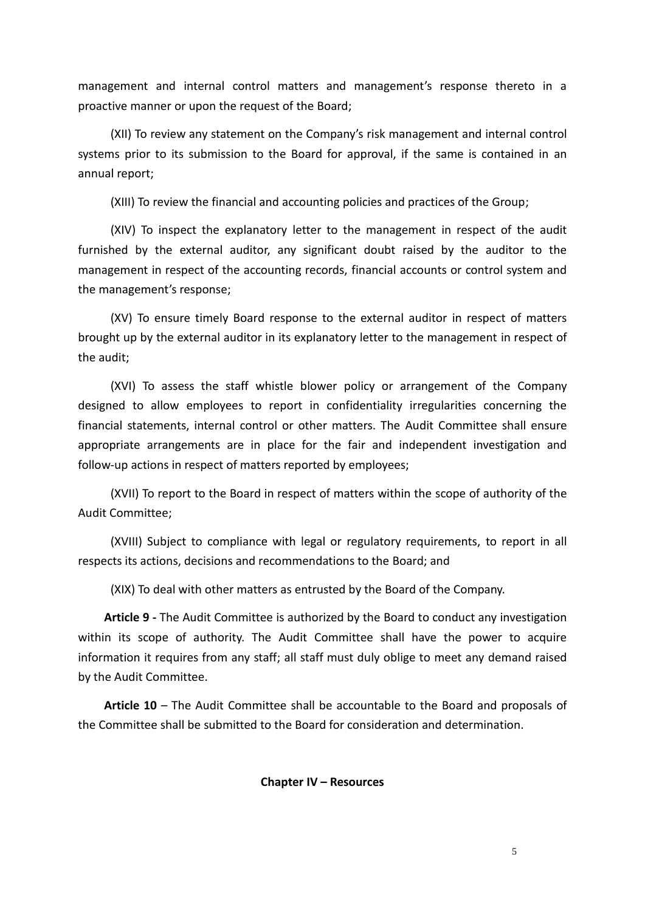management and internal control matters and management's response thereto in a proactive manner or upon the request of the Board;

(XII) To review any statement on the Company's risk management and internal control systems prior to its submission to the Board for approval, if the same is contained in an annual report;

(XIII) To review the financial and accounting policies and practices of the Group;

(XIV) To inspect the explanatory letter to the management in respect of the audit furnished by the external auditor, any significant doubt raised by the auditor to the management in respect of the accounting records, financial accounts or control system and the management's response;

(XV) To ensure timely Board response to the external auditor in respect of matters brought up by the external auditor in its explanatory letter to the management in respect of the audit;

(XVI) To assess the staff whistle blower policy or arrangement of the Company designed to allow employees to report in confidentiality irregularities concerning the financial statements, internal control or other matters. The Audit Committee shall ensure appropriate arrangements are in place for the fair and independent investigation and follow-up actions in respect of matters reported by employees;

(XVII) To report to the Board in respect of matters within the scope of authority of the Audit Committee;

(XVIII) Subject to compliance with legal or regulatory requirements, to report in all respects its actions, decisions and recommendations to the Board; and

(XIX) To deal with other matters as entrusted by the Board of the Company.

**Article 9 -** The Audit Committee is authorized by the Board to conduct any investigation within its scope of authority. The Audit Committee shall have the power to acquire information it requires from any staff; all staff must duly oblige to meet any demand raised by the Audit Committee.

**Article 10** – The Audit Committee shall be accountable to the Board and proposals of the Committee shall be submitted to the Board for consideration and determination.

## Chapter IV – Resources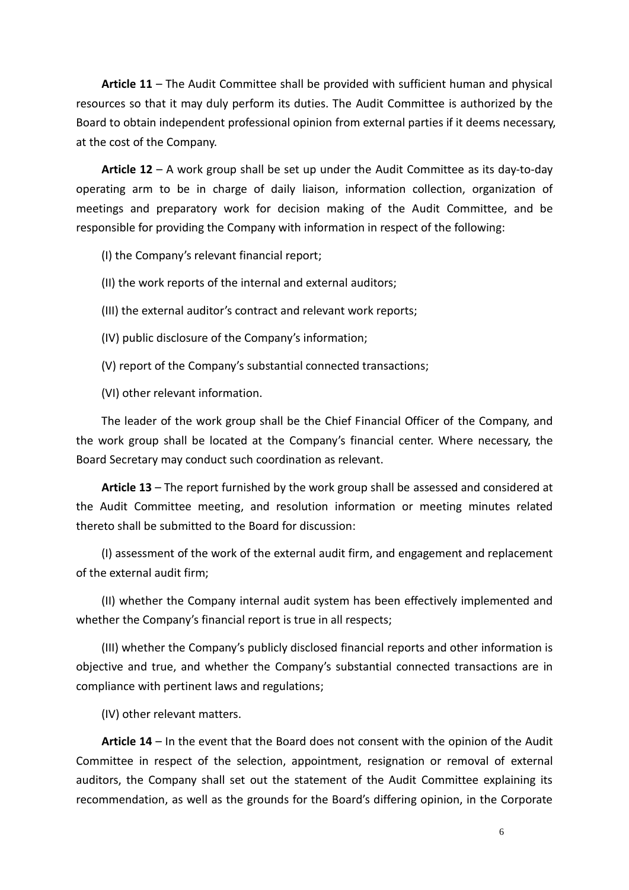**Article 11** – The Audit Committee shall be provided with sufficient human and physical resources so that it may duly perform its duties. The Audit Committee is authorized by the Board to obtain independent professional opinion from external parties if it deems necessary, at the cost of the Company.

**Article 12** – A work group shall be set up under the Audit Committee as its day-to-day operating arm to be in charge of daily liaison, information collection, organization of meetings and preparatory work for decision making of the Audit Committee, and be responsible for providing the Company with information in respect of the following:

(I) the Company's relevant financial report;

(II) the work reports of the internal and external auditors;

(III) the external auditor's contract and relevant work reports;

(IV) public disclosure of the Company's information;

(V) report of the Company's substantial connected transactions;

(VI) other relevant information.

The leader of the work group shall be the Chief Financial Officer of the Company, and the work group shall be located at the Company's financial center. Where necessary, the Board Secretary may conduct such coordination as relevant.

**Article 13** – The report furnished by the work group shall be assessed and considered at the Audit Committee meeting, and resolution information or meeting minutes related thereto shall be submitted to the Board for discussion:

(I) assessment of the work of the external audit firm, and engagement and replacement of the external audit firm;

(II) whether the Company internal audit system has been effectively implemented and whether the Company's financial report is true in all respects;

(III) whether the Company's publicly disclosed financial reports and other information is objective and true, and whether the Company's substantial connected transactions are in compliance with pertinent laws and regulations;

(IV) other relevant matters.

**Article 14** – In the event that the Board does not consent with the opinion of the Audit Committee in respect of the selection, appointment, resignation or removal of external auditors, the Company shall set out the statement of the Audit Committee explaining its recommendation, as well as the grounds for the Board's differing opinion, in the Corporate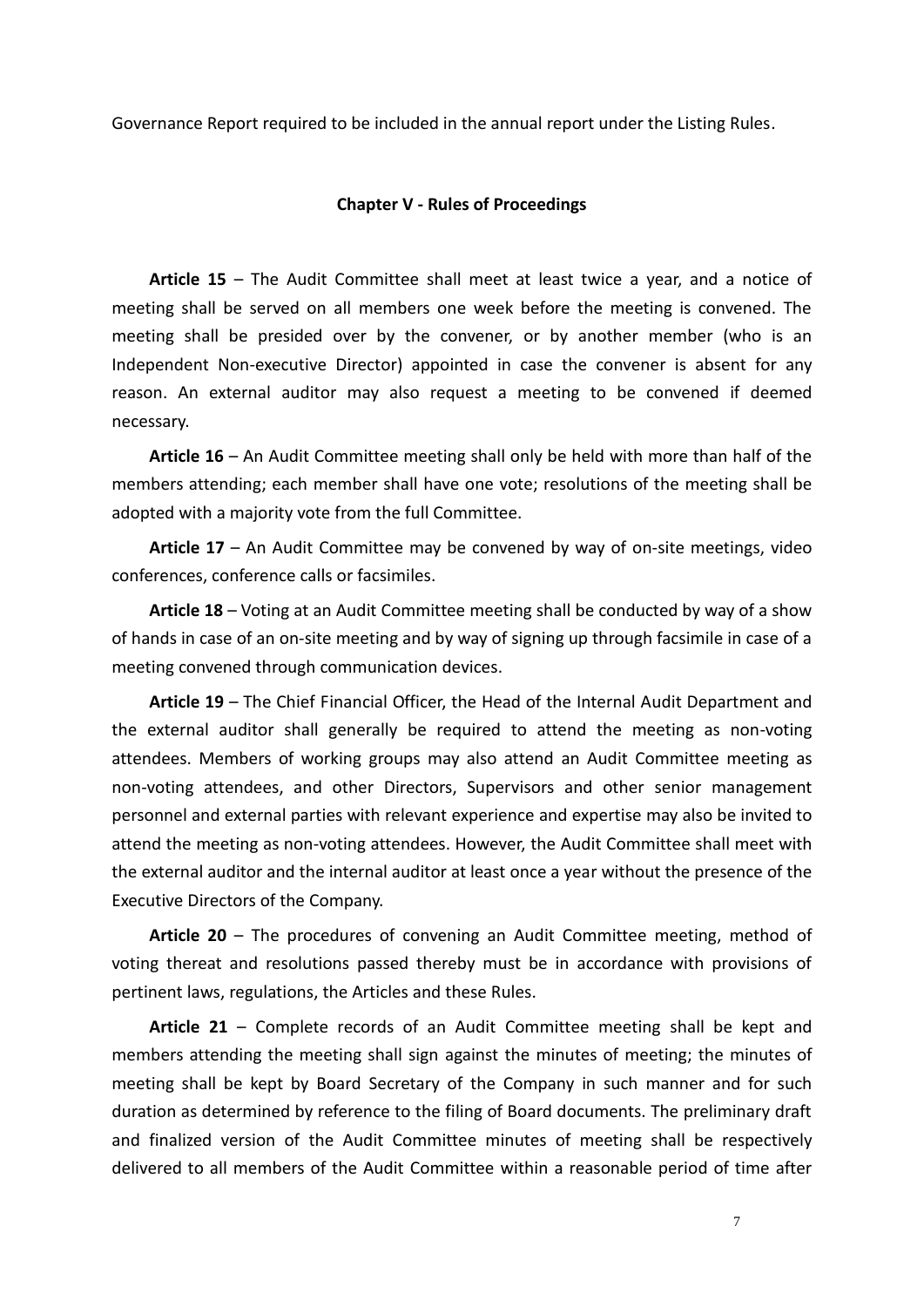Governance Report required to be included in the annual report under the Listing Rules.

## Chapter V - Rules of Proceedings

**Article 15** – The Audit Committee shall meet at least twice a year, and a notice of meeting shall be served on all members one week before the meeting is convened. The meeting shall be presided over by the convener, or by another member (who is an Independent Non-executive Director) appointed in case the convener is absent for any reason. An external auditor may also request a meeting to be convened if deemed necessary.

**Article 16** – An Audit Committee meeting shall only be held with more than half of the members attending; each member shall have one vote; resolutions of the meeting shall be adopted with a majority vote from the full Committee.

**Article 17** – An Audit Committee may be convened by way of on-site meetings, video conferences, conference calls or facsimiles.

**Article 18** – Voting at an Audit Committee meeting shall be conducted by way of a show of hands in case of an on-site meeting and by way of signing up through facsimile in case of a meeting convened through communication devices.

**Article 19** – The Chief Financial Officer, the Head of the Internal Audit Department and the external auditor shall generally be required to attend the meeting as non-voting attendees. Members of working groups may also attend an Audit Committee meeting as non-voting attendees, and other Directors, Supervisors and other senior management personnel and external parties with relevant experience and expertise may also be invited to attend the meeting as non-voting attendees. However, the Audit Committee shall meet with the external auditor and the internal auditor at least once a year without the presence of the Executive Directors of the Company.

**Article 20** – The procedures of convening an Audit Committee meeting, method of voting thereat and resolutions passed thereby must be in accordance with provisions of pertinent laws, regulations, the Articles and these Rules.

**Article 21** – Complete records of an Audit Committee meeting shall be kept and members attending the meeting shall sign against the minutes of meeting; the minutes of meeting shall be kept by Board Secretary of the Company in such manner and for such duration as determined by reference to the filing of Board documents. The preliminary draft and finalized version of the Audit Committee minutes of meeting shall be respectively delivered to all members of the Audit Committee within a reasonable period of time after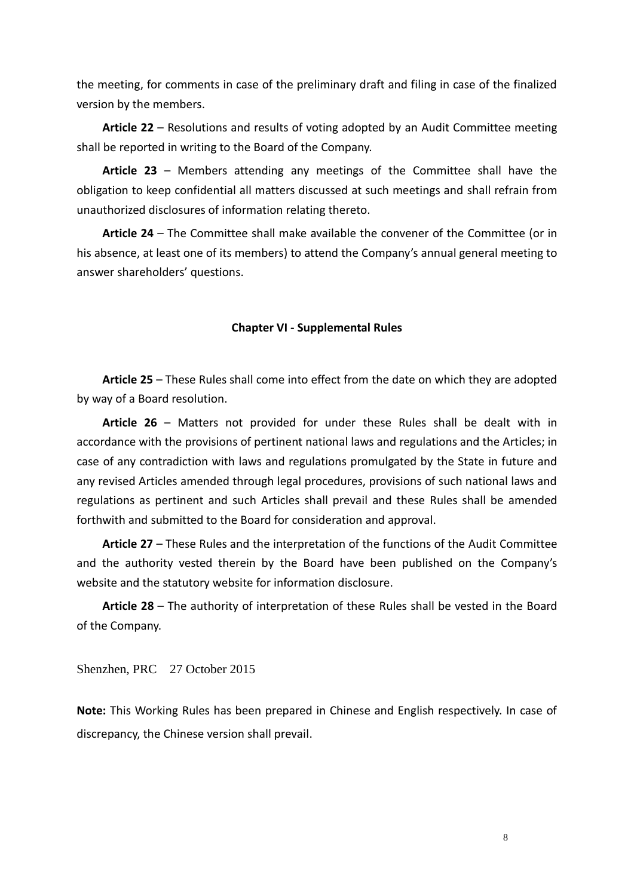the meeting, for comments in case of the preliminary draft and filing in case of the finalized version by the members.

**Article 22** – Resolutions and results of voting adopted by an Audit Committee meeting shall be reported in writing to the Board of the Company.

**Article 23** – Members attending any meetings of the Committee shall have the obligation to keep confidential all matters discussed at such meetings and shall refrain from unauthorized disclosures of information relating thereto.

**Article 24** – The Committee shall make available the convener of the Committee (or in his absence, at least one of its members) to attend the Company's annual general meeting to answer shareholders' questions.

## Chapter VI - Supplemental Rules

**Article 25** – These Rules shall come into effect from the date on which they are adopted by way of a Board resolution.

**Article 26** – Matters not provided for under these Rules shall be dealt with in accordance with the provisions of pertinent national laws and regulations and the Articles; in case of any contradiction with laws and regulations promulgated by the State in future and any revised Articles amended through legal procedures, provisions of such national laws and regulations as pertinent and such Articles shall prevail and these Rules shall be amended forthwith and submitted to the Board for consideration and approval.

**Article 27** – These Rules and the interpretation of the functions of the Audit Committee and the authority vested therein by the Board have been published on the Company's website and the statutory website for information disclosure.

**Article 28** – The authority of interpretation of these Rules shall be vested in the Board of the Company.

Shenzhen, PRC 27 October 2015

**Note:** This Working Rules has been prepared in Chinese and English respectively. In case of discrepancy, the Chinese version shall prevail.